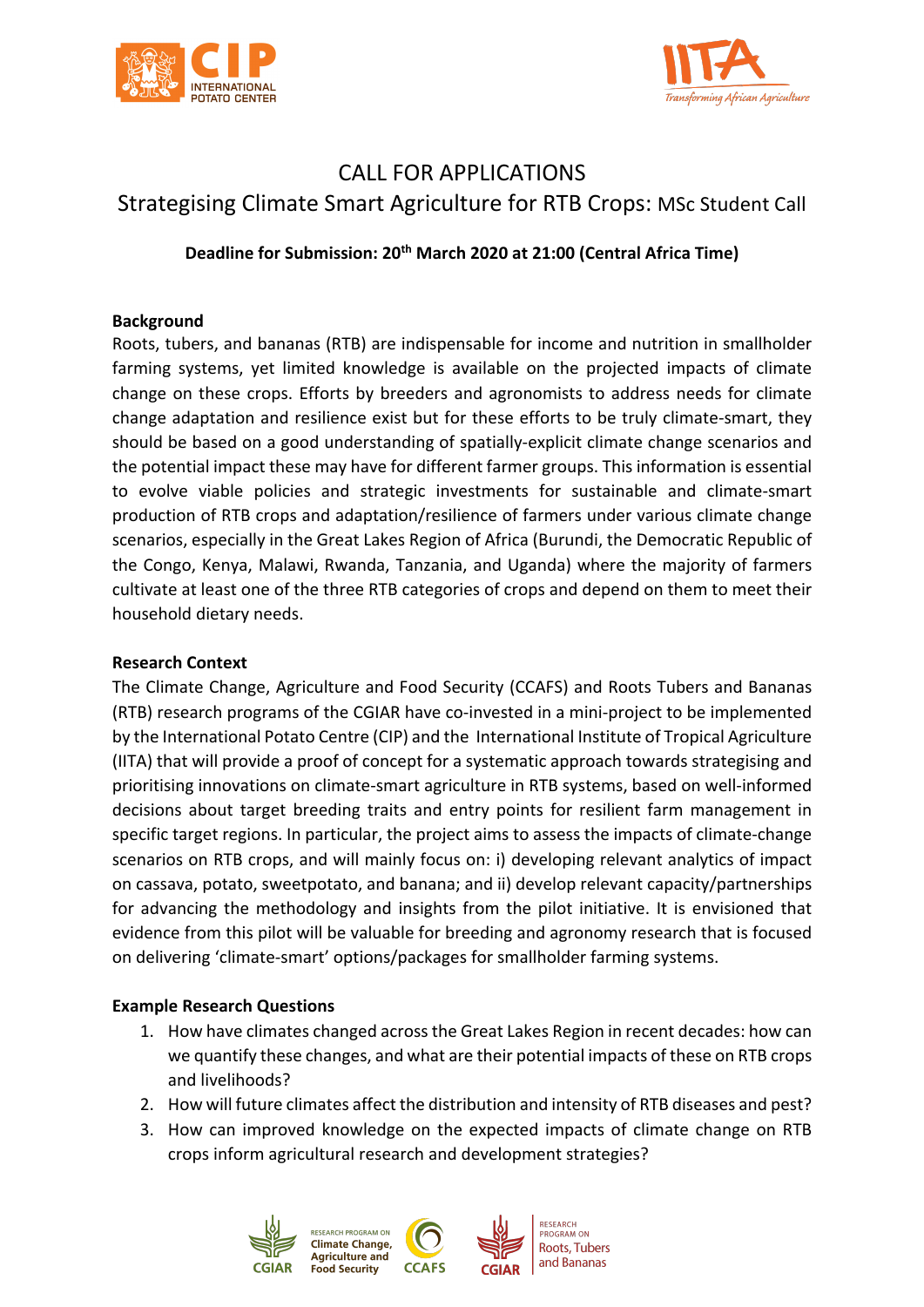# CALL FOR APPLICATIONS

## Strategising Climate Smart Agriculture for RTB Crops: MSc Student Call

**Deadline for Submission: 20th March 2020 at 21:00 (Central Africa Time)**

**Background**

Roots, tubers, and bananas (RTB) are indispensable for income and nutrition in smallholder farming systems, yet limited knowledge is available on the projected impacts of climate change on these crops. Efforts by breeders and agronomists to address needs for climate change adaptation and resilience exist but for these efforts to be truly climate-smart, they should be based on a good understanding of spatially-explicit climate change scenarios and the potential impact these may have for different farmer groups. This information is essential to evolve viable policies and strategic investments for sustainable and climate-smart production of RTB crops and adaptation/resilience of farmers under various climate change scenarios, especially in the Great Lakes Region of Africa (Burundi, the Democratic Republic of the Congo, Kenya, Malawi, Rwanda, Tanzania, and Uganda) where the majority of farmers cultivate at least one of the three RTB categories of crops and depend on them to meet their household dietary needs.

**Research Context**

The Climate Change, Agriculture and Food Security (CCAFS) and Roots Tubers and Bananas (RTB) research programs of the CGIAR have co-invested in a mini-project to be implemented by the International Potato Centre (CIP) and the International Institute of Tropical Agriculture (IITA) that will provide a proof of concept for a systematic approach towards strategising and prioritising innovations on climate-smart agriculture in RTB systems, based on well-informed decisions about target breeding traits and entry points for resilient farm management in specific target regions. In particular, the project aims to assess the impacts of climate-change scenarios on RTB crops, and will mainly focus on: i) developing relevant analytics of impact on cassava, potato, sweetpotato, and banana; and ii) develop relevant capacity/partnerships for advancing the methodology and insights from the pilot initiative. It is envisioned that evidence from this pilot will be valuable for breeding and agronomy research that is focused on delivering 'climate-smart' options/packages for smallholder farming systems.

**Example Research Questions**

1. How have climates changed across the Great Lakes Region in recent decades: how can we quantify these changes, and what are their potential impacts of these on RTB crops and livelihoods?
2. How will future climates affect the distribution and intensity of RTB diseases and pest?
3. How can improved knowledge on the expected impacts of climate change on RTB crops inform agricultural research and development strategies?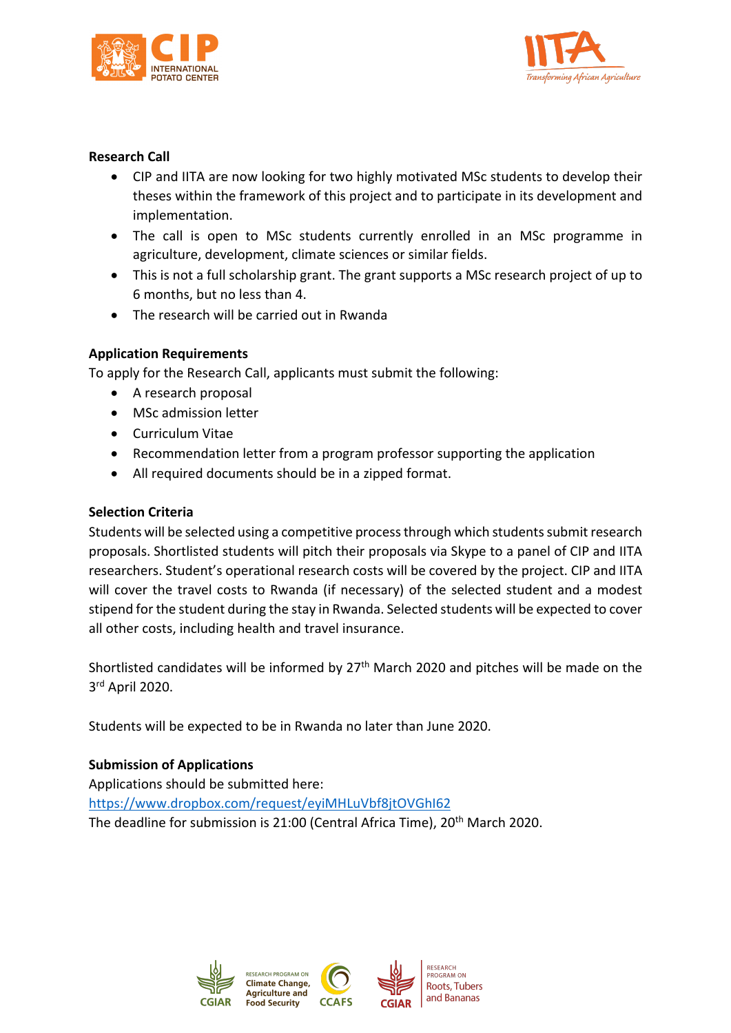**Research Call**

- CIP and IITA are now looking for two highly motivated MSc students to develop their theses within the framework of this project and to participate in its development and implementation.
- The call is open to MSc students currently enrolled in an MSc programme in agriculture, development, climate sciences or similar fields.
- This is not a full scholarship grant. The grant supports a MSc research project of up to 6 months, but no less than 4.
- The research will be carried out in Rwanda

**Application Requirements**

To apply for the Research Call, applicants must submit the following:

- A research proposal
- MSc admission letter
- Curriculum Vitae
- Recommendation letter from a program professor supporting the application
- All required documents should be in a zipped format.

**Selection Criteria**

Students will be selected using a competitive process through which students submit research proposals. Shortlisted students will pitch their proposals via Skype to a panel of CIP and IITA researchers. Student's operational research costs will be covered by the project. CIP and IITA will cover the travel costs to Rwanda (if necessary) of the selected student and a modest stipend for the student during the stay in Rwanda. Selected students will be expected to cover all other costs, including health and travel insurance.

Shortlisted candidates will be informed by 27th March 2020 and pitches will be made on the 3rd April 2020.

Students will be expected to be in Rwanda no later than June 2020.

**Submission of Applications**

Applications should be submitted here:
https://www.dropbox.com/request/eyiMHLuVbf8jtOVGhI62
The deadline for submission is 21:00 (Central Africa Time), 20th March 2020.